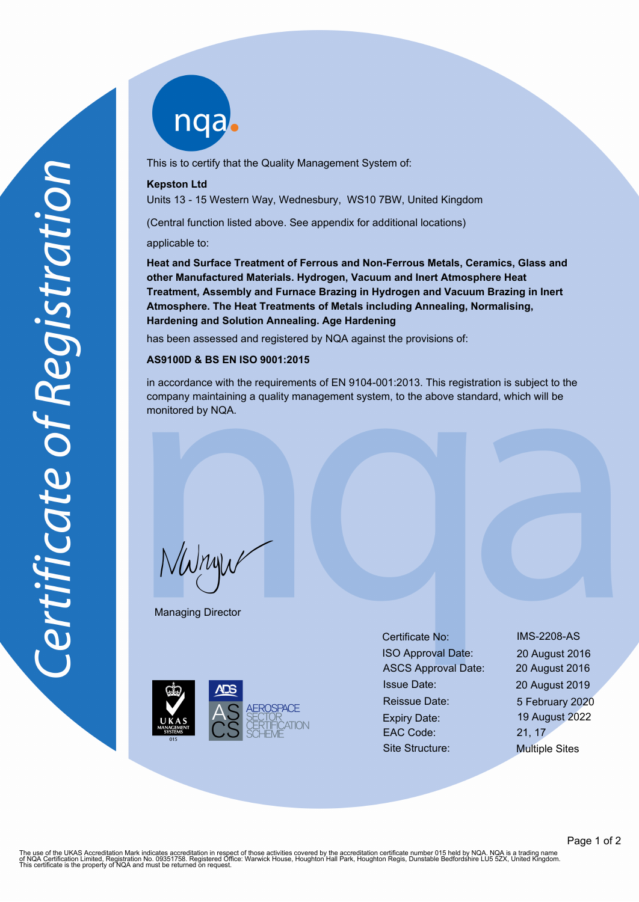# Certificate of Registration

nqa

This is to certify that the Quality Management System of:

**Kepston Ltd**

Units 13 - 15 Western Way, Wednesbury, WS10 7BW, United Kingdom

(Central function listed above. See appendix for additional locations)

applicable to:

**Heat and Surface Treatment of Ferrous and Non-Ferrous Metals, Ceramics, Glass and other Manufactured Materials. Hydrogen, Vacuum and Inert Atmosphere Heat Treatment, Assembly and Furnace Brazing in Hydrogen and Vacuum Brazing in Inert Atmosphere. The Heat Treatments of Metals including Annealing, Normalising, Hardening and Solution Annealing. Age Hardening**

has been assessed and registered by NQA against the provisions of:

**AS9100D & BS EN ISO 9001:2015**

in accordance with the requirements of EN 9104-001:2013. This registration is subject to the company maintaining a quality management system, to the above standard, which will be monitored by NQA.

Managing Director

UKAS MANAGEMENT SYSTEMS 015

ADS AS CS AEROSPACE SECTOR CERTIFICATION SCHEME

| | |
|---|---|
| Certificate No: | IMS-2208-AS |
| ISO Approval Date: | 20 August 2016 |
| ASCS Approval Date: | 20 August 2016 |
| Issue Date: | 20 August 2019 |
| Reissue Date: | 5 February 2020 |
| Expiry Date: | 19 August 2022 |
| EAC Code: | 21, 17 |
| Site Structure: | Multiple Sites |

The use of the UKAS Accreditation Mark indicates accreditation in respect of those activities covered by the accreditation certificate number 015 held by NQA. NQA is a trading name of NQA Certification Limited, Registration No. 09351758. Registered Office: Warwick House, Houghton Hall Park, Houghton Regis, Dunstable Bedfordshire LU5 5ZX, United Kingdom. This certificate is the property of NQA and must be returned on request.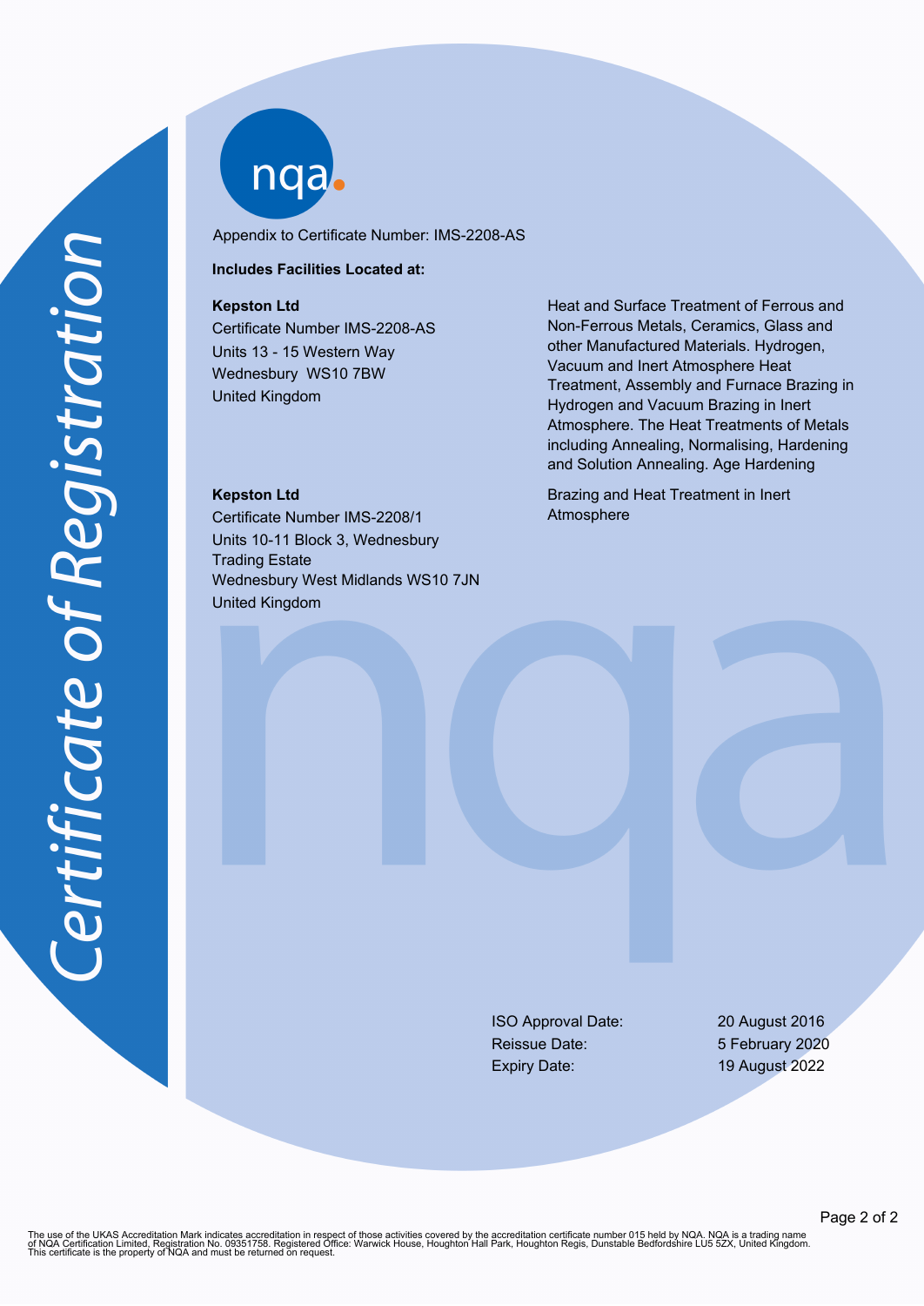*Certificate of Registration*

nqa

Appendix to Certificate Number: IMS-2208-AS

**Includes Facilities Located at:**

| | |
|---|---|
| **Kepston Ltd**<br>Certificate Number IMS-2208-AS<br>Units 13 - 15 Western Way<br>Wednesbury WS10 7BW<br>United Kingdom | Heat and Surface Treatment of Ferrous and Non-Ferrous Metals, Ceramics, Glass and other Manufactured Materials. Hydrogen, Vacuum and Inert Atmosphere Heat Treatment, Assembly and Furnace Brazing in Hydrogen and Vacuum Brazing in Inert Atmosphere. The Heat Treatments of Metals including Annealing, Normalising, Hardening and Solution Annealing. Age Hardening |
| **Kepston Ltd**<br>Certificate Number IMS-2208/1<br>Units 10-11 Block 3, Wednesbury Trading Estate<br>Wednesbury West Midlands WS10 7JN<br>United Kingdom | Brazing and Heat Treatment in Inert Atmosphere |

| | |
|---|---|
| ISO Approval Date: | 20 August 2016 |
| Reissue Date: | 5 February 2020 |
| Expiry Date: | 19 August 2022 |

The use of the UKAS Accreditation Mark indicates accreditation in respect of those activities covered by the accreditation certificate number 015 held by NQA. NQA is a trading name of NQA Certification Limited, Registration No. 09351758. Registered Office: Warwick House, Houghton Hall Park, Houghton Regis, Dunstable Bedfordshire LU5 5ZX, United Kingdom. This certificate is the property of NQA and must be returned on request.